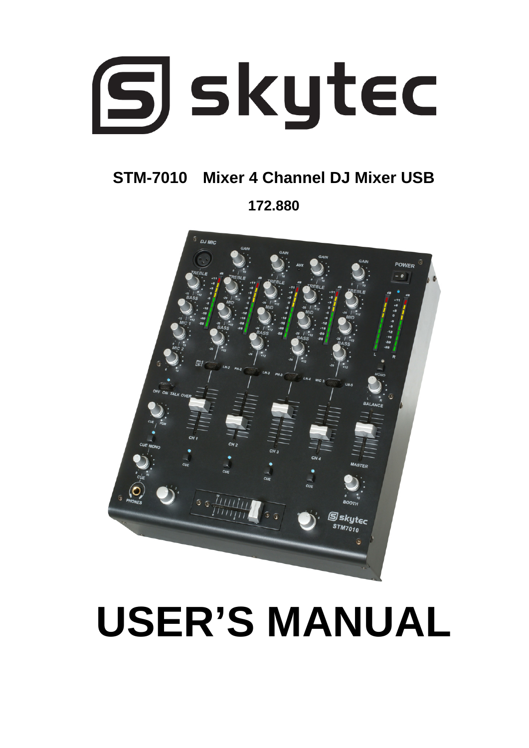# skytec

**STM-7010 Mixer 4 Channel DJ Mixer USB**

**172.880**

# USER'S MANUAL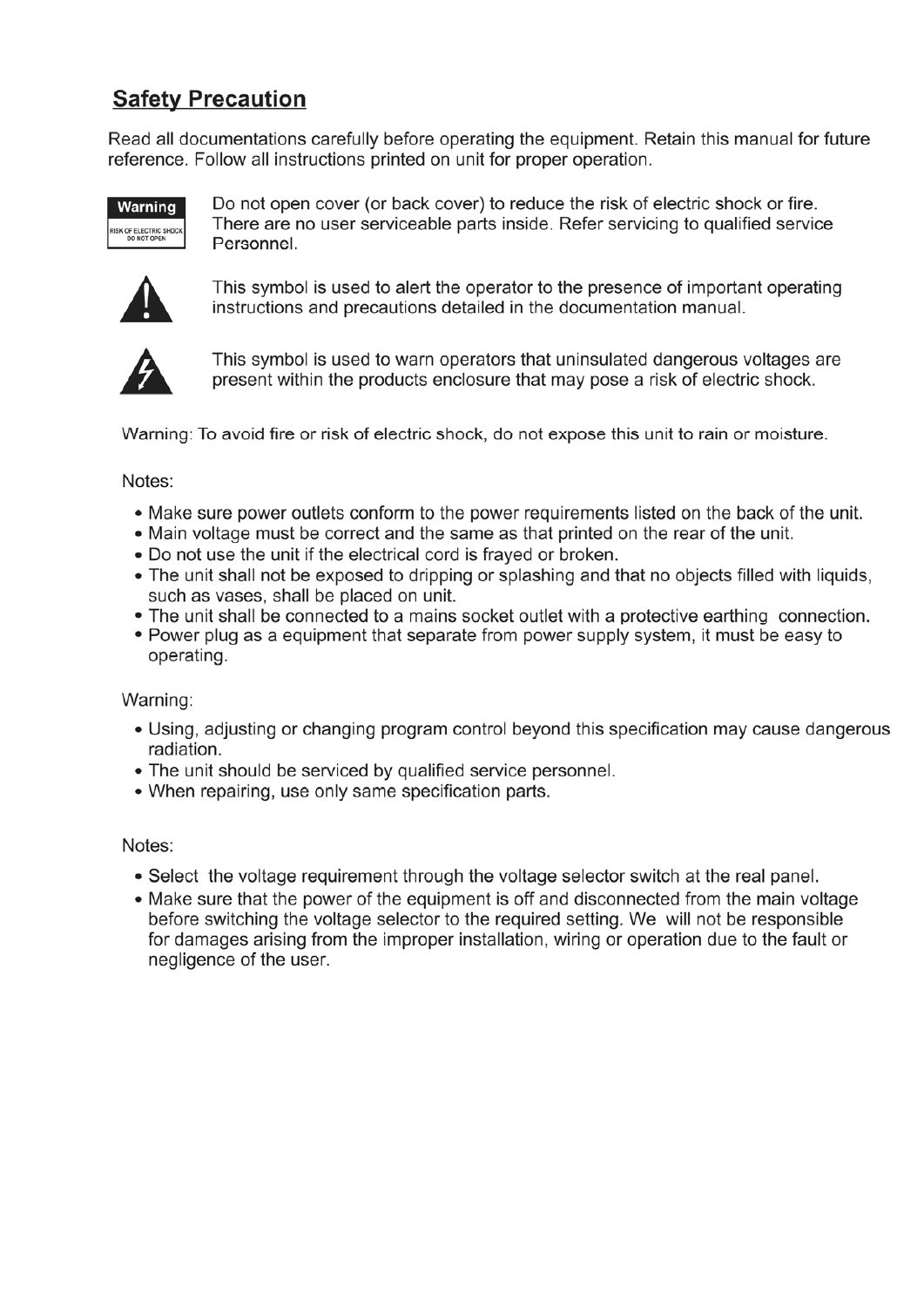## Safety Precaution

Read all documentations carefully before operating the equipment. Retain this manual for future reference. Follow all instructions printed on unit for proper operation.

Warning
RISK OF ELECTRIC SHOCK
DO NOT OPEN

Do not open cover (or back cover) to reduce the risk of electric shock or fire. There are no user serviceable parts inside. Refer servicing to qualified service Personnel.

This symbol is used to alert the operator to the presence of important operating instructions and precautions detailed in the documentation manual.

This symbol is used to warn operators that uninsulated dangerous voltages are present within the products enclosure that may pose a risk of electric shock.

Warning: To avoid fire or risk of electric shock, do not expose this unit to rain or moisture.

Notes:

- Make sure power outlets conform to the power requirements listed on the back of the unit.
- Main voltage must be correct and the same as that printed on the rear of the unit.
- Do not use the unit if the electrical cord is frayed or broken.
- The unit shall not be exposed to dripping or splashing and that no objects filled with liquids, such as vases, shall be placed on unit.
- The unit shall be connected to a mains socket outlet with a protective earthing connection.
- Power plug as a equipment that separate from power supply system, it must be easy to operating.

Warning:

- Using, adjusting or changing program control beyond this specification may cause dangerous radiation.
- The unit should be serviced by qualified service personnel.
- When repairing, use only same specification parts.

Notes:

- Select the voltage requirement through the voltage selector switch at the real panel.
- Make sure that the power of the equipment is off and disconnected from the main voltage before switching the voltage selector to the required setting. We will not be responsible for damages arising from the improper installation, wiring or operation due to the fault or negligence of the user.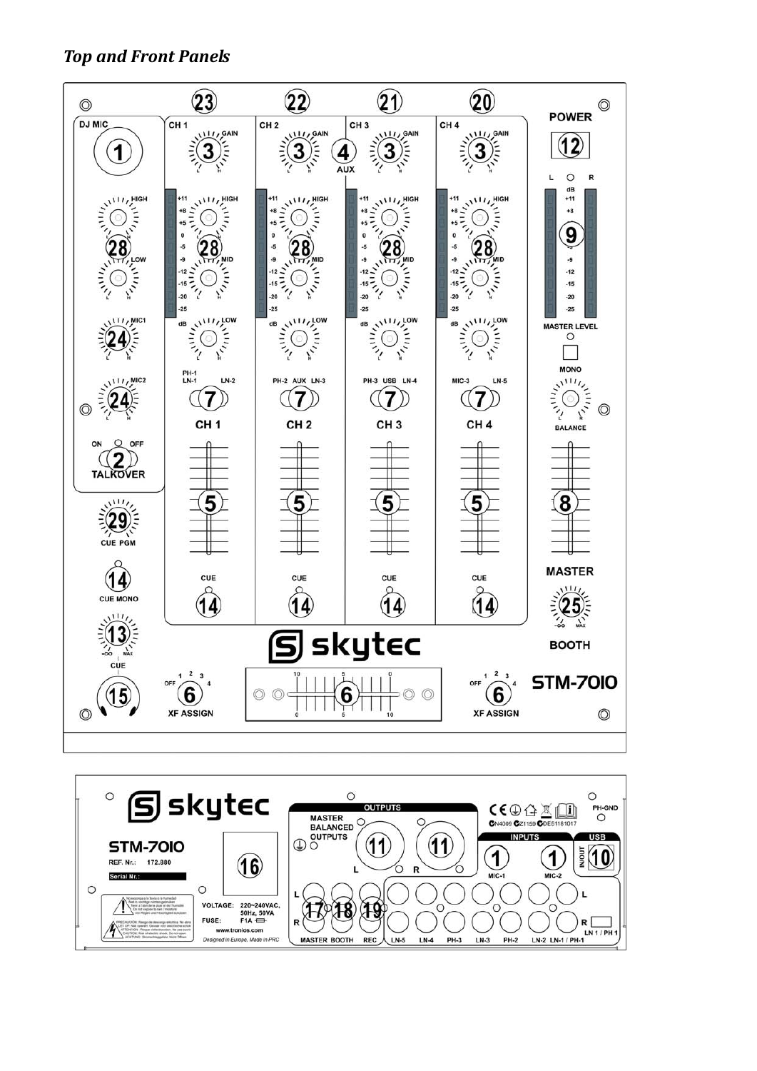## *Top and Front Panels*

DJ MIC
CH 1
CH 2
CH 3
CH 4
POWER
GAIN
AUX
HIGH
LOW
MID
MIC1
MIC2
TALKOVER
ON OFF
PH-1 LN-1 LN-2
PH-2 AUX LN-3
PH-3 USB LN-4
MIC-3 LN-5
MASTER LEVEL
MONO
BALANCE
CUE PGM
CUE MONO
CUE
MASTER
BOOTH
XF ASSIGN
skytec
STM-7010

skytec
STM-7010
REF. Nr.: 172.880
Serial Nr.:
VOLTAGE: 220~240VAC, 50Hz, 50VA
FUSE: F1A
www.tronios.com
Designed in Europe, Made in PRC
OUTPUTS
MASTER BALANCED OUTPUTS
INPUTS
USB
IN/OUT
MIC-1 MIC-2
PH-GND
MASTER BOOTH REC
LN-5 LN-4 PH-3 LN-3 PH-2 LN-2 LN-1 / PH-1
LN 1 / PH 1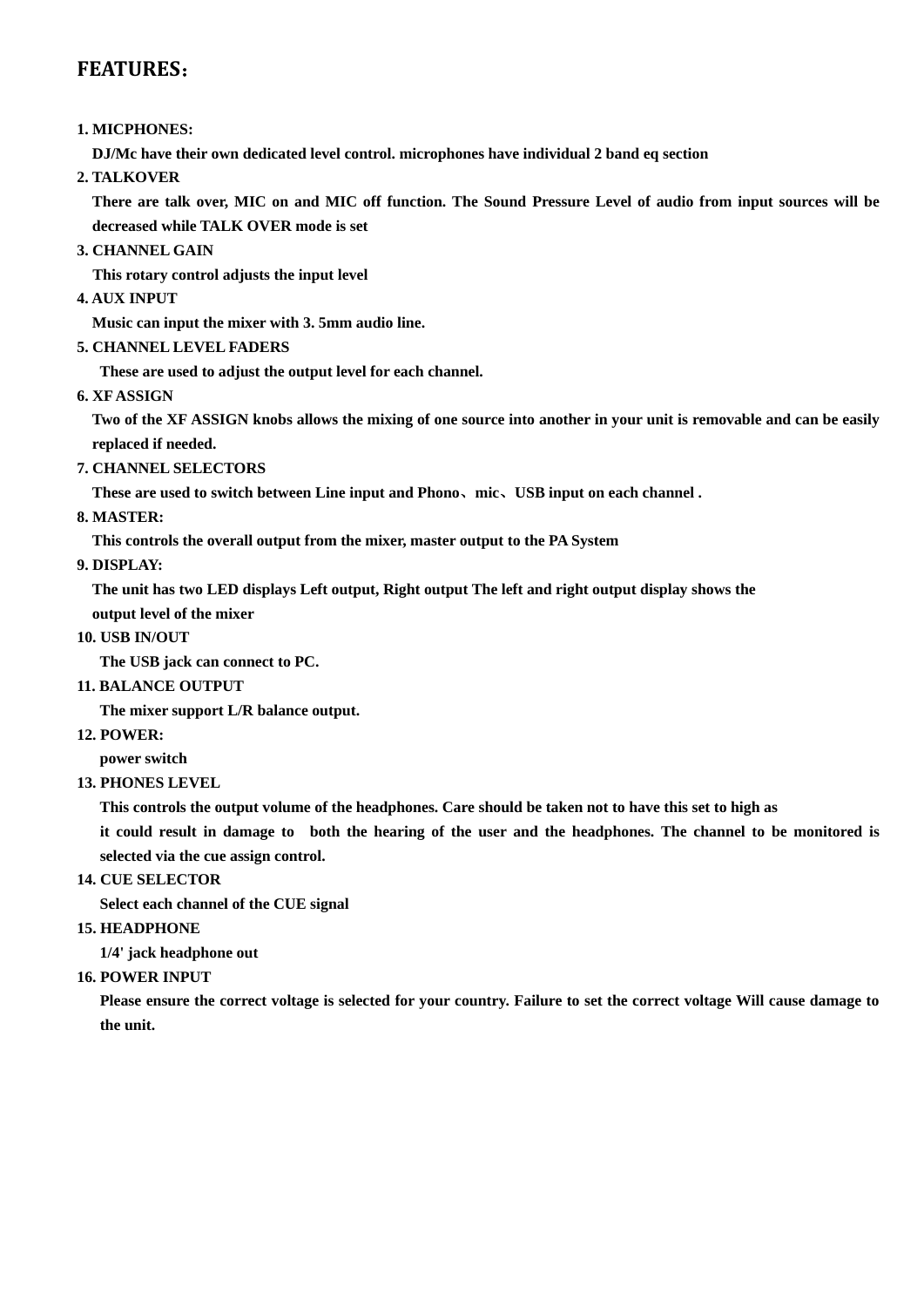# FEATURES：

**1. MICPHONES:**

**DJ/Mc have their own dedicated level control. microphones have individual 2 band eq section**

**2. TALKOVER**

**There are talk over, MIC on and MIC off function. The Sound Pressure Level of audio from input sources will be decreased while TALK OVER mode is set**

**3. CHANNEL GAIN**

**This rotary control adjusts the input level**

**4. AUX INPUT**

**Music can input the mixer with 3. 5mm audio line.**

**5. CHANNEL LEVEL FADERS**

**These are used to adjust the output level for each channel.**

**6. XF ASSIGN**

**Two of the XF ASSIGN knobs allows the mixing of one source into another in your unit is removable and can be easily replaced if needed.**

**7. CHANNEL SELECTORS**

**These are used to switch between Line input and Phono、mic、USB input on each channel .**

**8. MASTER:**

**This controls the overall output from the mixer, master output to the PA System**

**9. DISPLAY:**

**The unit has two LED displays Left output, Right output The left and right output display shows the output level of the mixer**

**10. USB IN/OUT**

**The USB jack can connect to PC.**

**11. BALANCE OUTPUT**

**The mixer support L/R balance output.**

**12. POWER:**

**power switch**

**13. PHONES LEVEL**

**This controls the output volume of the headphones. Care should be taken not to have this set to high as it could result in damage to both the hearing of the user and the headphones. The channel to be monitored is selected via the cue assign control.**

**14. CUE SELECTOR**

**Select each channel of the CUE signal**

**15. HEADPHONE**

**1/4' jack headphone out**

**16. POWER INPUT**

**Please ensure the correct voltage is selected for your country. Failure to set the correct voltage Will cause damage to the unit.**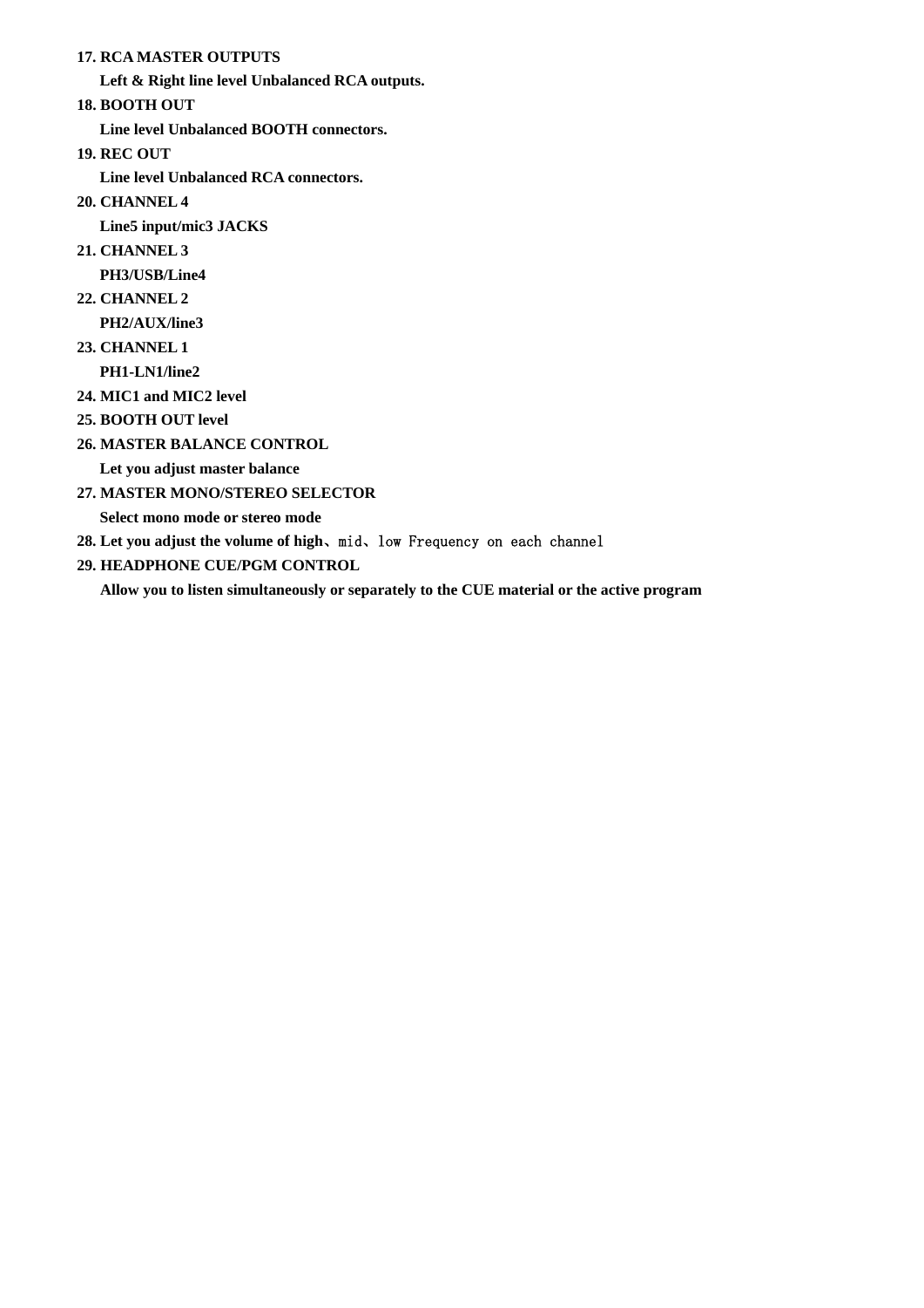**17. RCA MASTER OUTPUTS**

**Left & Right line level Unbalanced RCA outputs.**

**18. BOOTH OUT**

**Line level Unbalanced BOOTH connectors.**

**19. REC OUT**

**Line level Unbalanced RCA connectors.**

**20. CHANNEL 4**

**Line5 input/mic3 JACKS**

**21. CHANNEL 3**

**PH3/USB/Line4**

**22. CHANNEL 2**

**PH2/AUX/line3**

**23. CHANNEL 1**

**PH1-LN1/line2**

**24. MIC1 and MIC2 level**

**25. BOOTH OUT level**

**26. MASTER BALANCE CONTROL**

**Let you adjust master balance**

**27. MASTER MONO/STEREO SELECTOR**

**Select mono mode or stereo mode**

**28. Let you adjust the volume of high**、mid、low Frequency on each channel

**29. HEADPHONE CUE/PGM CONTROL**

**Allow you to listen simultaneously or separately to the CUE material or the active program**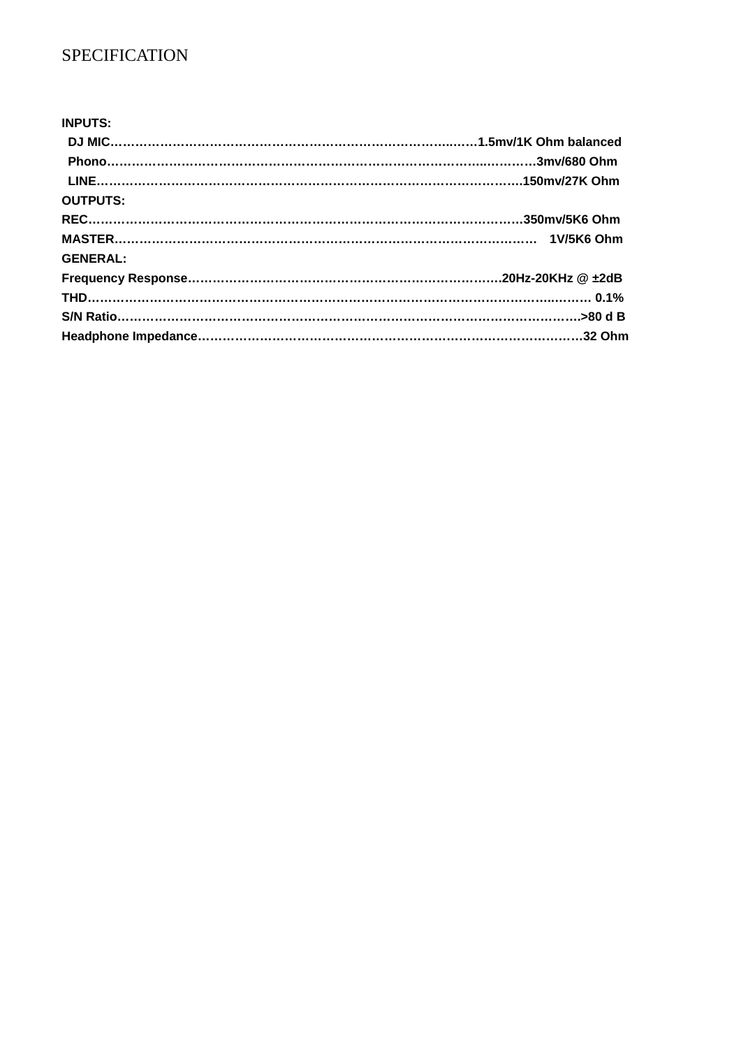# SPECIFICATION

**INPUTS:**

**DJ MIC……………………………………………………………………………..……1.5mv/1K Ohm balanced**

**Phono………………………………………………………………………………...…………3mv/680 Ohm**

**LINE…………………………………………………………………………………………….150mv/27K Ohm**

**OUTPUTS:**

**REC………………………………………………………………………………………………350mv/5K6 Ohm**

**MASTER…………………………………………………………………………………………   1V/5K6 Ohm**

**GENERAL:**

**Frequency Response………………………………………………………………………20Hz-20KHz @ ±2dB**

**THD……………………………………………………………………………………………….....……… 0.1%**

**S/N Ratio……………………………………………………………………………………………………..>80 d B**

**Headphone Impedance…………………………………………………………………………………32 Ohm**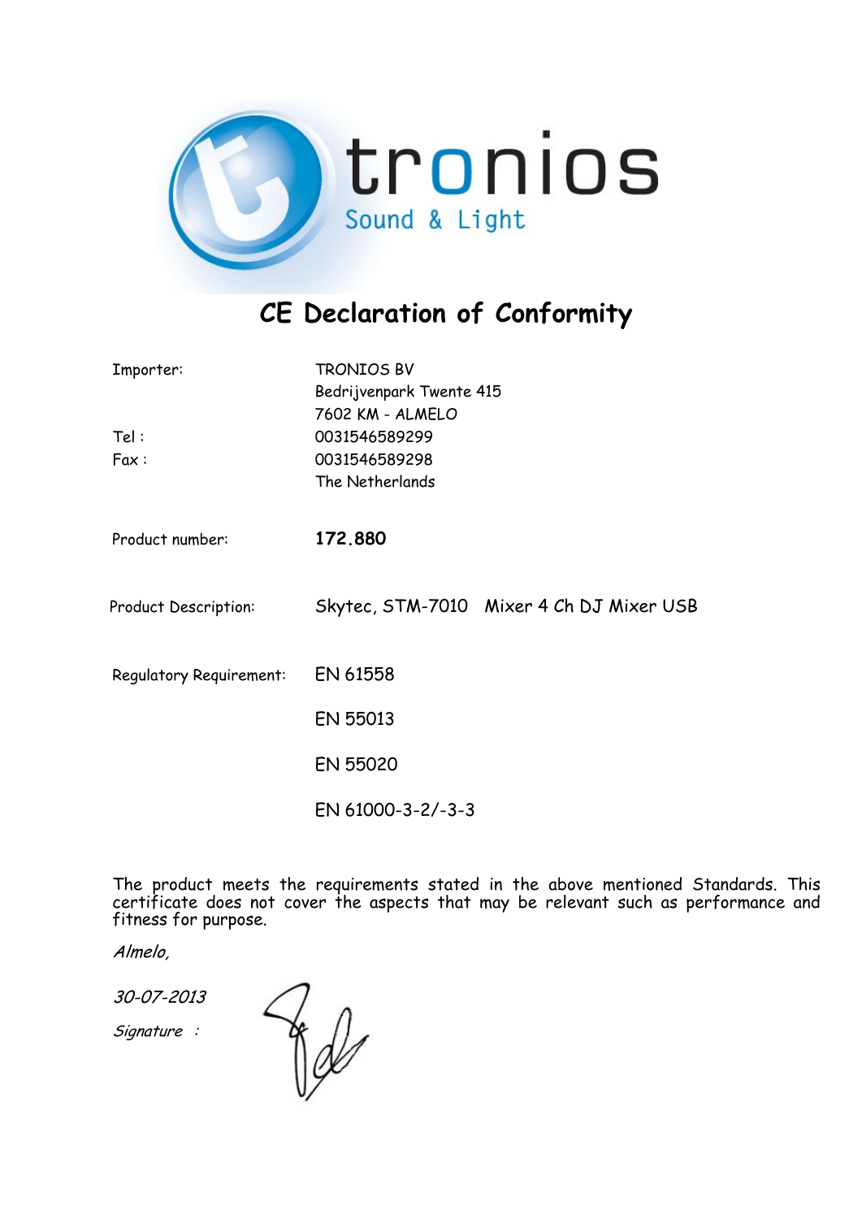tronios

Sound & Light

# CE Declaration of Conformity

| | |
|---|---|
| Importer: | TRONIOS BV<br>Bedrijvenpark Twente 415<br>7602 KM - ALMELO |
| Tel : | 0031546589299 |
| Fax : | 0031546589298<br>The Netherlands |
| Product number: | **172.880** |
| Product Description: | Skytec, STM-7010 Mixer 4 Ch DJ Mixer USB |
| Regulatory Requirement: | EN 61558<br>EN 55013<br>EN 55020<br>EN 61000-3-2/-3-3 |

The product meets the requirements stated in the above mentioned Standards. This certificate does not cover the aspects that may be relevant such as performance and fitness for purpose.

*Almelo,*

*30-07-2013*

*Signature :*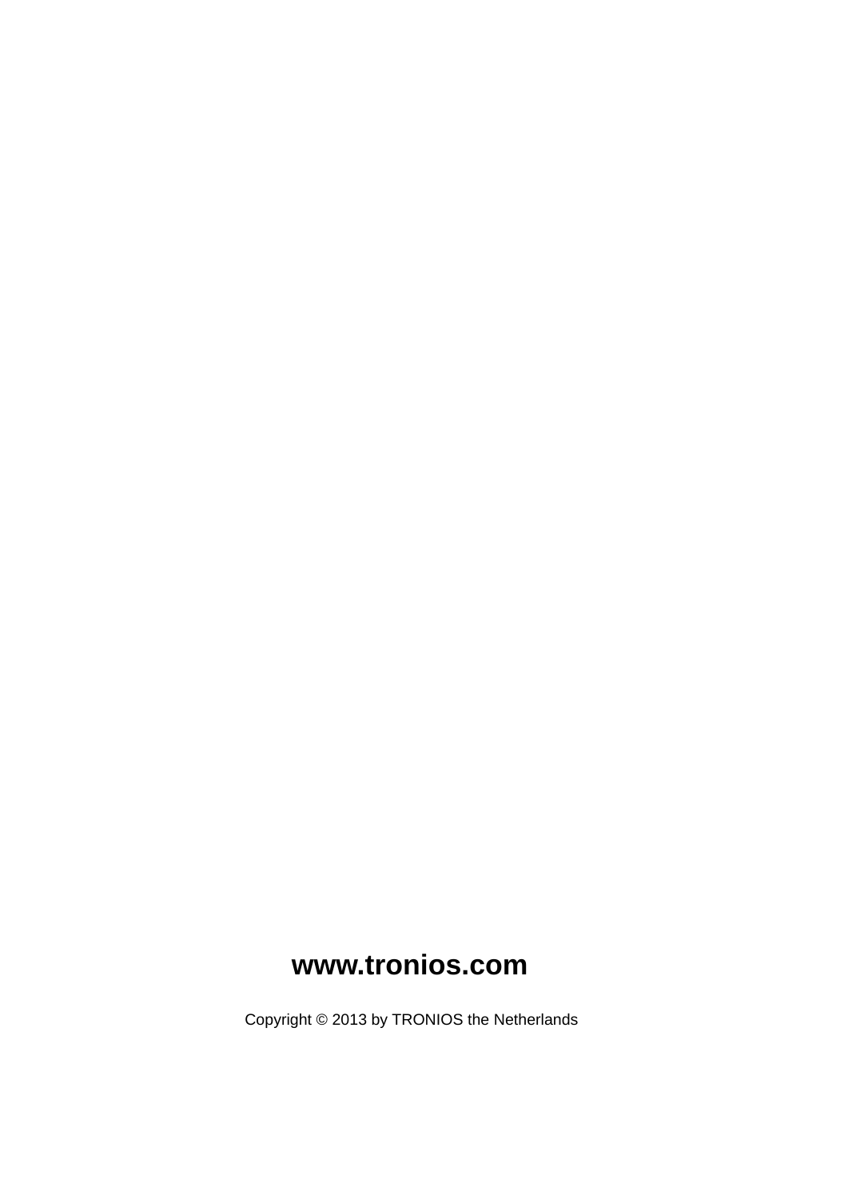**www.tronios.com**

Copyright © 2013 by TRONIOS the Netherlands